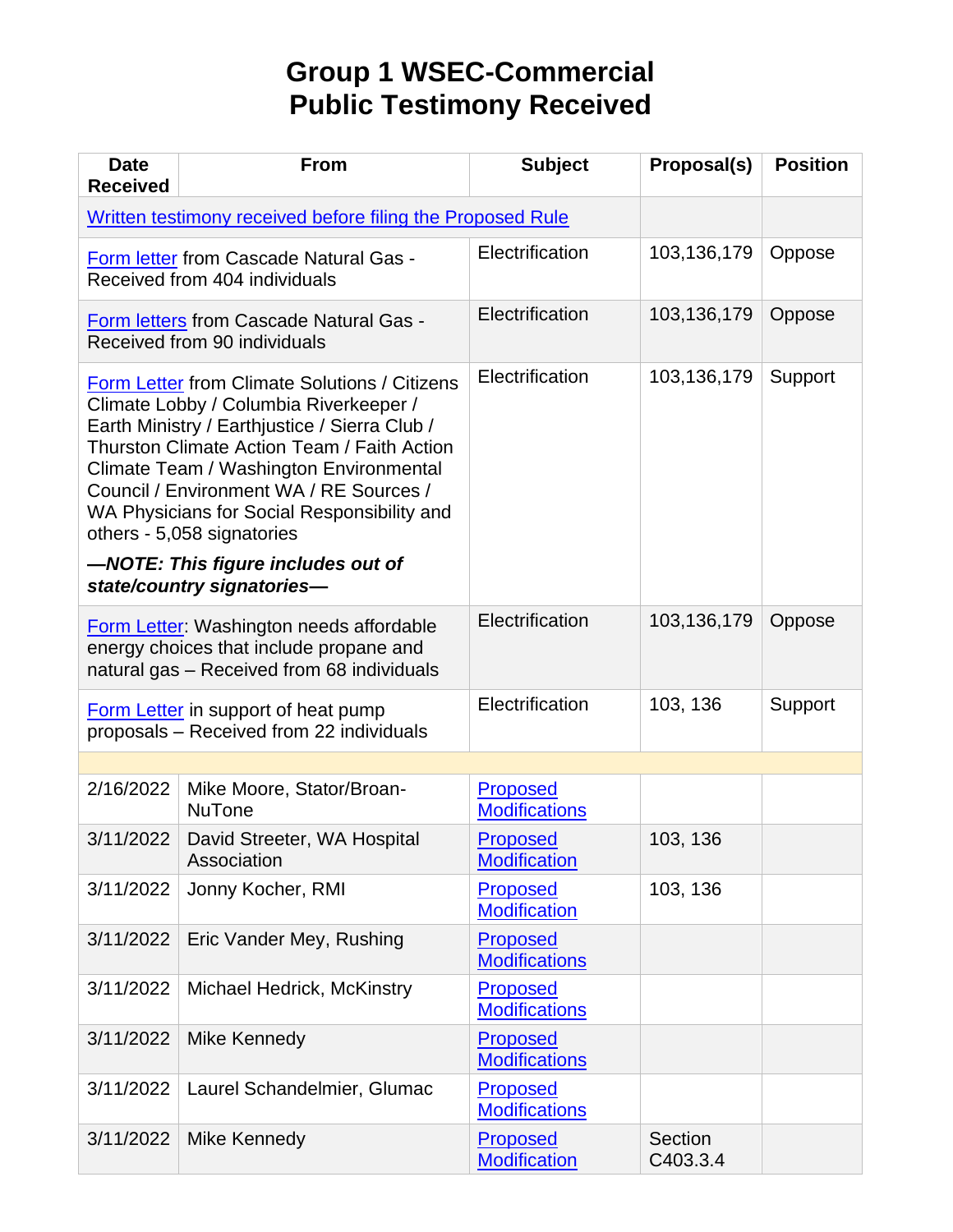# Group 1 WSEC-Commercial
# Public Testimony Received

| Date Received | From | Subject | Proposal(s) | Position |
|---|---|---|---|---|
| Written testimony received before filing the Proposed Rule | | | | |
| Form letter from Cascade Natural Gas - Received from 404 individuals | | Electrification | 103,136,179 | Oppose |
| Form letters from Cascade Natural Gas - Received from 90 individuals | | Electrification | 103,136,179 | Oppose |
| Form Letter from Climate Solutions / Citizens Climate Lobby / Columbia Riverkeeper / Earth Ministry / Earthjustice / Sierra Club / Thurston Climate Action Team / Faith Action Climate Team / Washington Environmental Council / Environment WA / RE Sources / WA Physicians for Social Responsibility and others - 5,058 signatories ***—NOTE: This figure includes out of state/country signatories—*** | | Electrification | 103,136,179 | Support |
| Form Letter: Washington needs affordable energy choices that include propane and natural gas – Received from 68 individuals | | Electrification | 103,136,179 | Oppose |
| Form Letter in support of heat pump proposals – Received from 22 individuals | | Electrification | 103, 136 | Support |
| | | | | |
| 2/16/2022 | Mike Moore, Stator/Broan-NuTone | Proposed Modifications | | |
| 3/11/2022 | David Streeter, WA Hospital Association | Proposed Modification | 103, 136 | |
| 3/11/2022 | Jonny Kocher, RMI | Proposed Modification | 103, 136 | |
| 3/11/2022 | Eric Vander Mey, Rushing | Proposed Modifications | | |
| 3/11/2022 | Michael Hedrick, McKinstry | Proposed Modifications | | |
| 3/11/2022 | Mike Kennedy | Proposed Modifications | | |
| 3/11/2022 | Laurel Schandelmier, Glumac | Proposed Modifications | | |
| 3/11/2022 | Mike Kennedy | Proposed Modification | Section C403.3.4 | |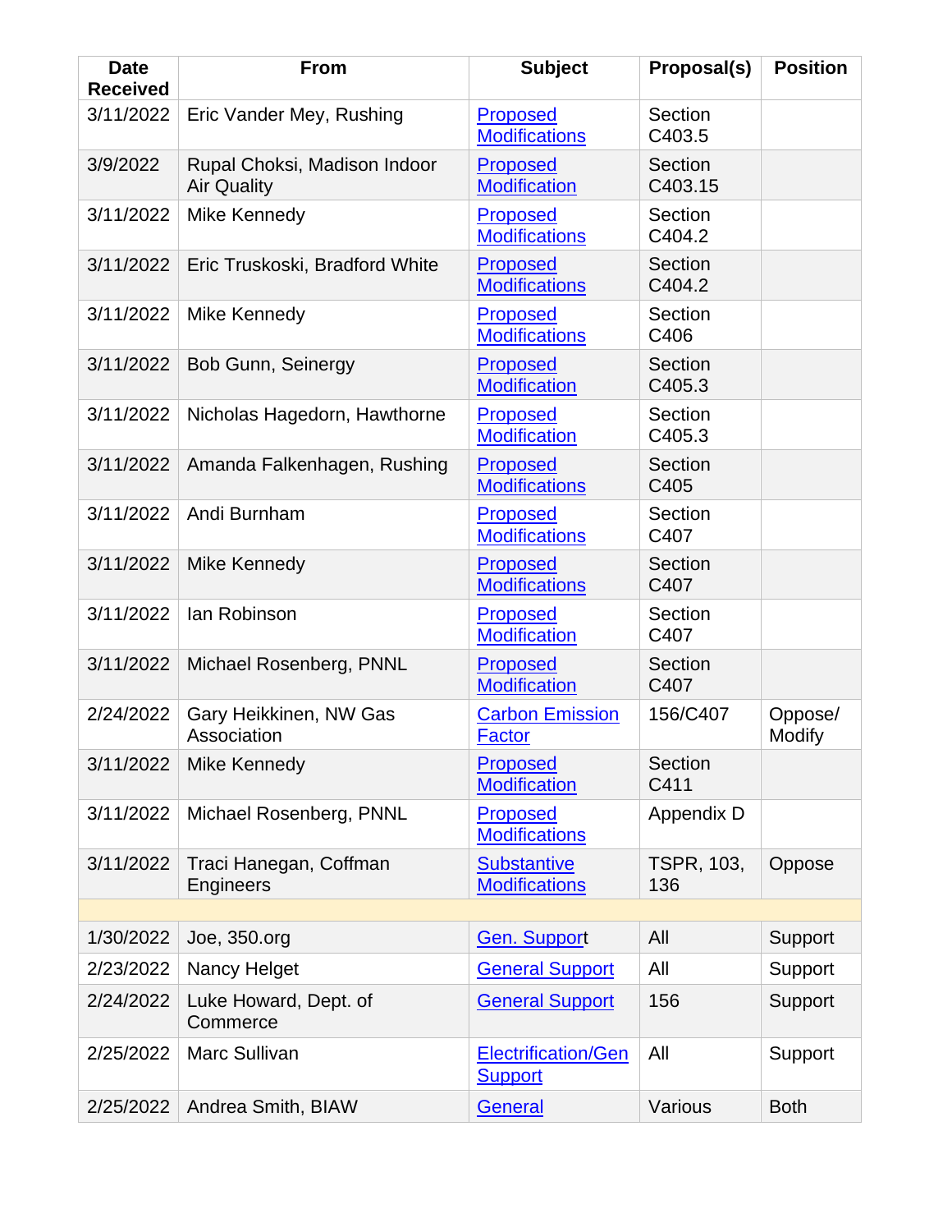| Date Received | From | Subject | Proposal(s) | Position |
|---|---|---|---|---|
| 3/11/2022 | Eric Vander Mey, Rushing | Proposed Modifications | Section C403.5 | |
| 3/9/2022 | Rupal Choksi, Madison Indoor Air Quality | Proposed Modification | Section C403.15 | |
| 3/11/2022 | Mike Kennedy | Proposed Modifications | Section C404.2 | |
| 3/11/2022 | Eric Truskoski, Bradford White | Proposed Modifications | Section C404.2 | |
| 3/11/2022 | Mike Kennedy | Proposed Modifications | Section C406 | |
| 3/11/2022 | Bob Gunn, Seinergy | Proposed Modification | Section C405.3 | |
| 3/11/2022 | Nicholas Hagedorn, Hawthorne | Proposed Modification | Section C405.3 | |
| 3/11/2022 | Amanda Falkenhagen, Rushing | Proposed Modifications | Section C405 | |
| 3/11/2022 | Andi Burnham | Proposed Modifications | Section C407 | |
| 3/11/2022 | Mike Kennedy | Proposed Modifications | Section C407 | |
| 3/11/2022 | Ian Robinson | Proposed Modification | Section C407 | |
| 3/11/2022 | Michael Rosenberg, PNNL | Proposed Modification | Section C407 | |
| 2/24/2022 | Gary Heikkinen, NW Gas Association | Carbon Emission Factor | 156/C407 | Oppose/ Modify |
| 3/11/2022 | Mike Kennedy | Proposed Modification | Section C411 | |
| 3/11/2022 | Michael Rosenberg, PNNL | Proposed Modifications | Appendix D | |
| 3/11/2022 | Traci Hanegan, Coffman Engineers | Substantive Modifications | TSPR, 103, 136 | Oppose |
| | | | | |
| 1/30/2022 | Joe, 350.org | Gen. Support | All | Support |
| 2/23/2022 | Nancy Helget | General Support | All | Support |
| 2/24/2022 | Luke Howard, Dept. of Commerce | General Support | 156 | Support |
| 2/25/2022 | Marc Sullivan | Electrification/Gen Support | All | Support |
| 2/25/2022 | Andrea Smith, BIAW | General | Various | Both |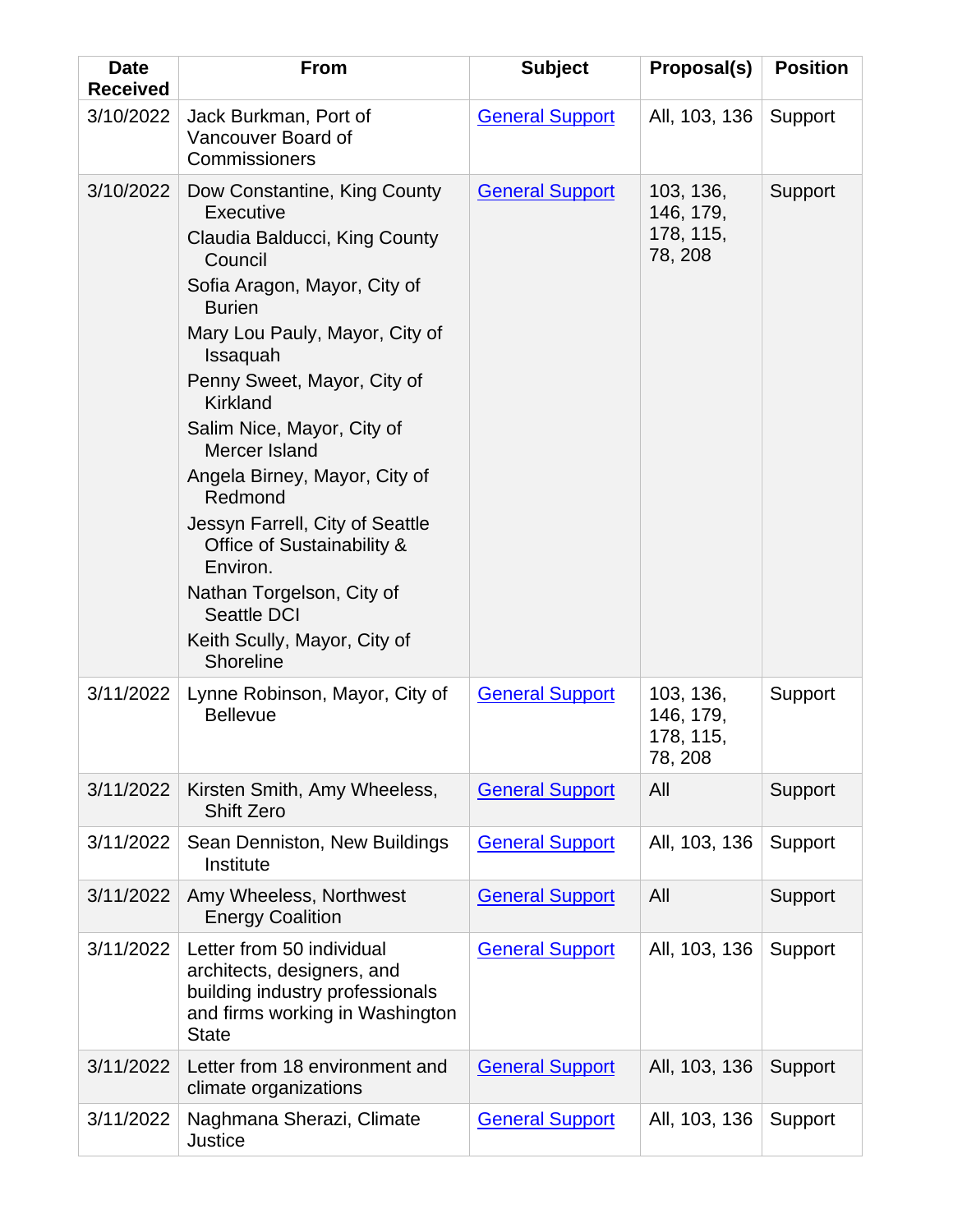| Date Received | From | Subject | Proposal(s) | Position |
|---|---|---|---|---|
| 3/10/2022 | Jack Burkman, Port of Vancouver Board of Commissioners | General Support | All, 103, 136 | Support |
| 3/10/2022 | Dow Constantine, King County Executive<br>Claudia Balducci, King County Council<br>Sofia Aragon, Mayor, City of Burien<br>Mary Lou Pauly, Mayor, City of Issaquah<br>Penny Sweet, Mayor, City of Kirkland<br>Salim Nice, Mayor, City of Mercer Island<br>Angela Birney, Mayor, City of Redmond<br>Jessyn Farrell, City of Seattle Office of Sustainability & Environ.<br>Nathan Torgelson, City of Seattle DCI<br>Keith Scully, Mayor, City of Shoreline | General Support | 103, 136, 146, 179, 178, 115, 78, 208 | Support |
| 3/11/2022 | Lynne Robinson, Mayor, City of Bellevue | General Support | 103, 136, 146, 179, 178, 115, 78, 208 | Support |
| 3/11/2022 | Kirsten Smith, Amy Wheeless, Shift Zero | General Support | All | Support |
| 3/11/2022 | Sean Denniston, New Buildings Institute | General Support | All, 103, 136 | Support |
| 3/11/2022 | Amy Wheeless, Northwest Energy Coalition | General Support | All | Support |
| 3/11/2022 | Letter from 50 individual architects, designers, and building industry professionals and firms working in Washington State | General Support | All, 103, 136 | Support |
| 3/11/2022 | Letter from 18 environment and climate organizations | General Support | All, 103, 136 | Support |
| 3/11/2022 | Naghmana Sherazi, Climate Justice | General Support | All, 103, 136 | Support |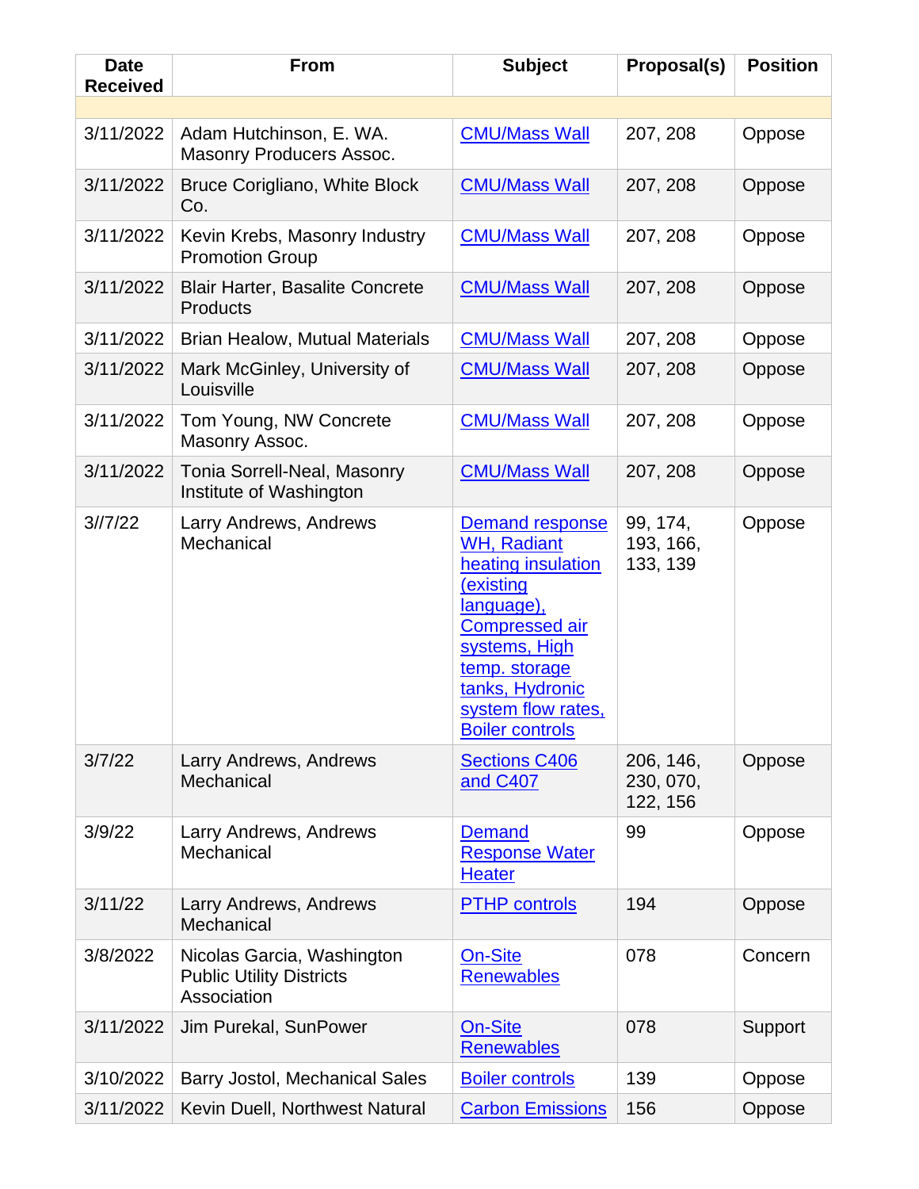| Date Received | From | Subject | Proposal(s) | Position |
|---|---|---|---|---|
| | | | | |
| 3/11/2022 | Adam Hutchinson, E. WA. Masonry Producers Assoc. | CMU/Mass Wall | 207, 208 | Oppose |
| 3/11/2022 | Bruce Corigliano, White Block Co. | CMU/Mass Wall | 207, 208 | Oppose |
| 3/11/2022 | Kevin Krebs, Masonry Industry Promotion Group | CMU/Mass Wall | 207, 208 | Oppose |
| 3/11/2022 | Blair Harter, Basalite Concrete Products | CMU/Mass Wall | 207, 208 | Oppose |
| 3/11/2022 | Brian Healow, Mutual Materials | CMU/Mass Wall | 207, 208 | Oppose |
| 3/11/2022 | Mark McGinley, University of Louisville | CMU/Mass Wall | 207, 208 | Oppose |
| 3/11/2022 | Tom Young, NW Concrete Masonry Assoc. | CMU/Mass Wall | 207, 208 | Oppose |
| 3/11/2022 | Tonia Sorrell-Neal, Masonry Institute of Washington | CMU/Mass Wall | 207, 208 | Oppose |
| 3//7/22 | Larry Andrews, Andrews Mechanical | Demand response WH, Radiant heating insulation (existing language), Compressed air systems, High temp. storage tanks, Hydronic system flow rates, Boiler controls | 99, 174, 193, 166, 133, 139 | Oppose |
| 3/7/22 | Larry Andrews, Andrews Mechanical | Sections C406 and C407 | 206, 146, 230, 070, 122, 156 | Oppose |
| 3/9/22 | Larry Andrews, Andrews Mechanical | Demand Response Water Heater | 99 | Oppose |
| 3/11/22 | Larry Andrews, Andrews Mechanical | PTHP controls | 194 | Oppose |
| 3/8/2022 | Nicolas Garcia, Washington Public Utility Districts Association | On-Site Renewables | 078 | Concern |
| 3/11/2022 | Jim Purekal, SunPower | On-Site Renewables | 078 | Support |
| 3/10/2022 | Barry Jostol, Mechanical Sales | Boiler controls | 139 | Oppose |
| 3/11/2022 | Kevin Duell, Northwest Natural | Carbon Emissions | 156 | Oppose |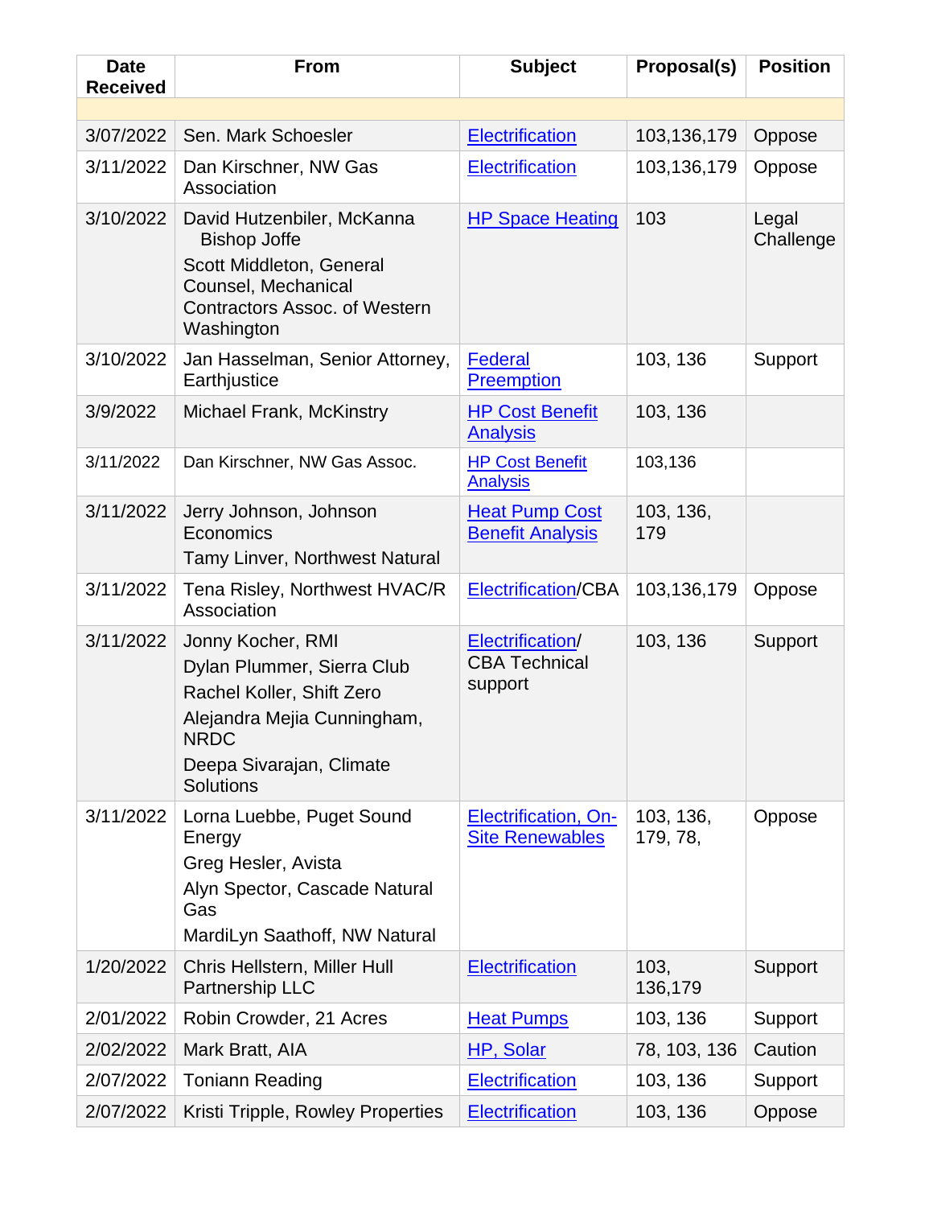| Date Received | From | Subject | Proposal(s) | Position |
|---|---|---|---|---|
| | | | | |
| 3/07/2022 | Sen. Mark Schoesler | Electrification | 103,136,179 | Oppose |
| 3/11/2022 | Dan Kirschner, NW Gas Association | Electrification | 103,136,179 | Oppose |
| 3/10/2022 | David Hutzenbiler, McKanna Bishop Joffe<br>Scott Middleton, General Counsel, Mechanical Contractors Assoc. of Western Washington | HP Space Heating | 103 | Legal Challenge |
| 3/10/2022 | Jan Hasselman, Senior Attorney, Earthjustice | Federal Preemption | 103, 136 | Support |
| 3/9/2022 | Michael Frank, McKinstry | HP Cost Benefit Analysis | 103, 136 | |
| 3/11/2022 | Dan Kirschner, NW Gas Assoc. | HP Cost Benefit Analysis | 103,136 | |
| 3/11/2022 | Jerry Johnson, Johnson Economics<br>Tamy Linver, Northwest Natural | Heat Pump Cost Benefit Analysis | 103, 136, 179 | |
| 3/11/2022 | Tena Risley, Northwest HVAC/R Association | Electrification/CBA | 103,136,179 | Oppose |
| 3/11/2022 | Jonny Kocher, RMI<br>Dylan Plummer, Sierra Club<br>Rachel Koller, Shift Zero<br>Alejandra Mejia Cunningham, NRDC<br>Deepa Sivarajan, Climate Solutions | Electrification/ CBA Technical support | 103, 136 | Support |
| 3/11/2022 | Lorna Luebbe, Puget Sound Energy<br>Greg Hesler, Avista<br>Alyn Spector, Cascade Natural Gas<br>MardiLyn Saathoff, NW Natural | Electrification, On-Site Renewables | 103, 136, 179, 78, | Oppose |
| 1/20/2022 | Chris Hellstern, Miller Hull Partnership LLC | Electrification | 103, 136,179 | Support |
| 2/01/2022 | Robin Crowder, 21 Acres | Heat Pumps | 103, 136 | Support |
| 2/02/2022 | Mark Bratt, AIA | HP, Solar | 78, 103, 136 | Caution |
| 2/07/2022 | Toniann Reading | Electrification | 103, 136 | Support |
| 2/07/2022 | Kristi Tripple, Rowley Properties | Electrification | 103, 136 | Oppose |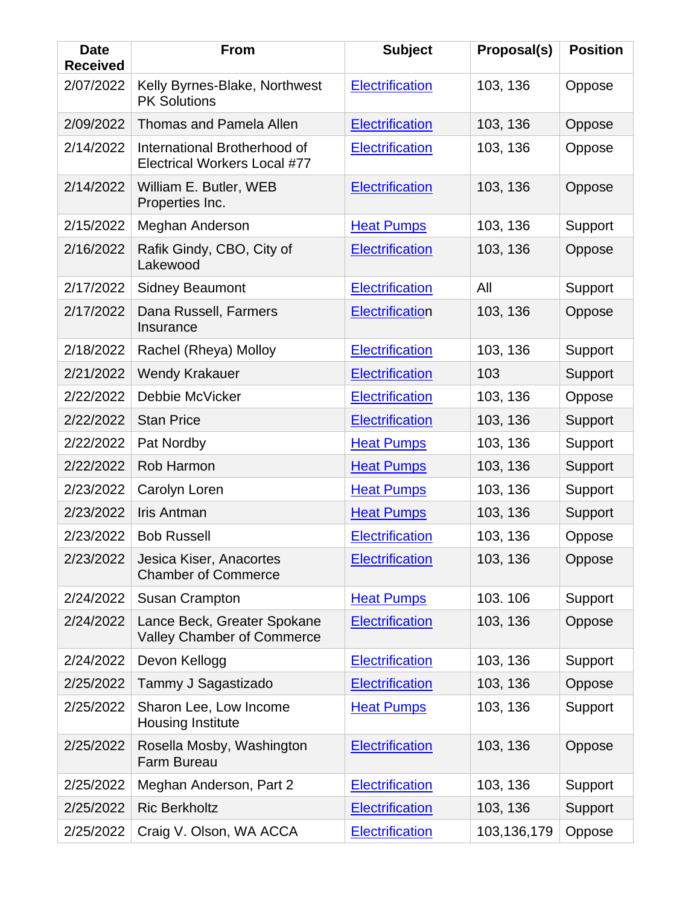| Date Received | From | Subject | Proposal(s) | Position |
|---|---|---|---|---|
| 2/07/2022 | Kelly Byrnes-Blake, Northwest PK Solutions | Electrification | 103, 136 | Oppose |
| 2/09/2022 | Thomas and Pamela Allen | Electrification | 103, 136 | Oppose |
| 2/14/2022 | International Brotherhood of Electrical Workers Local #77 | Electrification | 103, 136 | Oppose |
| 2/14/2022 | William E. Butler, WEB Properties Inc. | Electrification | 103, 136 | Oppose |
| 2/15/2022 | Meghan Anderson | Heat Pumps | 103, 136 | Support |
| 2/16/2022 | Rafik Gindy, CBO, City of Lakewood | Electrification | 103, 136 | Oppose |
| 2/17/2022 | Sidney Beaumont | Electrification | All | Support |
| 2/17/2022 | Dana Russell, Farmers Insurance | Electrification | 103, 136 | Oppose |
| 2/18/2022 | Rachel (Rheya) Molloy | Electrification | 103, 136 | Support |
| 2/21/2022 | Wendy Krakauer | Electrification | 103 | Support |
| 2/22/2022 | Debbie McVicker | Electrification | 103, 136 | Oppose |
| 2/22/2022 | Stan Price | Electrification | 103, 136 | Support |
| 2/22/2022 | Pat Nordby | Heat Pumps | 103, 136 | Support |
| 2/22/2022 | Rob Harmon | Heat Pumps | 103, 136 | Support |
| 2/23/2022 | Carolyn Loren | Heat Pumps | 103, 136 | Support |
| 2/23/2022 | Iris Antman | Heat Pumps | 103, 136 | Support |
| 2/23/2022 | Bob Russell | Electrification | 103, 136 | Oppose |
| 2/23/2022 | Jesica Kiser, Anacortes Chamber of Commerce | Electrification | 103, 136 | Oppose |
| 2/24/2022 | Susan Crampton | Heat Pumps | 103. 106 | Support |
| 2/24/2022 | Lance Beck, Greater Spokane Valley Chamber of Commerce | Electrification | 103, 136 | Oppose |
| 2/24/2022 | Devon Kellogg | Electrification | 103, 136 | Support |
| 2/25/2022 | Tammy J Sagastizado | Electrification | 103, 136 | Oppose |
| 2/25/2022 | Sharon Lee, Low Income Housing Institute | Heat Pumps | 103, 136 | Support |
| 2/25/2022 | Rosella Mosby, Washington Farm Bureau | Electrification | 103, 136 | Oppose |
| 2/25/2022 | Meghan Anderson, Part 2 | Electrification | 103, 136 | Support |
| 2/25/2022 | Ric Berkholtz | Electrification | 103, 136 | Support |
| 2/25/2022 | Craig V. Olson, WA ACCA | Electrification | 103,136,179 | Oppose |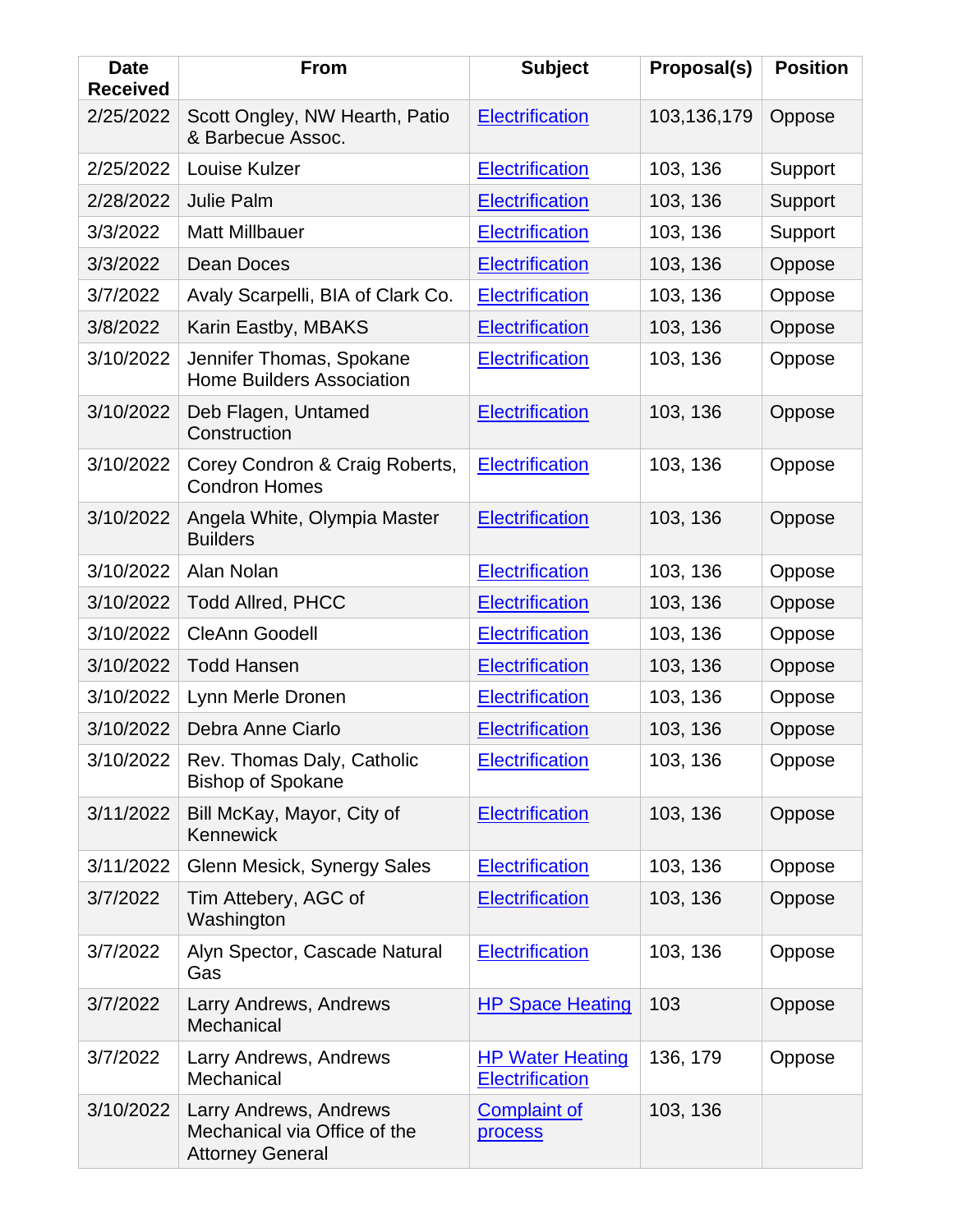| Date Received | From | Subject | Proposal(s) | Position |
|---|---|---|---|---|
| 2/25/2022 | Scott Ongley, NW Hearth, Patio & Barbecue Assoc. | Electrification | 103,136,179 | Oppose |
| 2/25/2022 | Louise Kulzer | Electrification | 103, 136 | Support |
| 2/28/2022 | Julie Palm | Electrification | 103, 136 | Support |
| 3/3/2022 | Matt Millbauer | Electrification | 103, 136 | Support |
| 3/3/2022 | Dean Doces | Electrification | 103, 136 | Oppose |
| 3/7/2022 | Avaly Scarpelli, BIA of Clark Co. | Electrification | 103, 136 | Oppose |
| 3/8/2022 | Karin Eastby, MBAKS | Electrification | 103, 136 | Oppose |
| 3/10/2022 | Jennifer Thomas, Spokane Home Builders Association | Electrification | 103, 136 | Oppose |
| 3/10/2022 | Deb Flagen, Untamed Construction | Electrification | 103, 136 | Oppose |
| 3/10/2022 | Corey Condron & Craig Roberts, Condron Homes | Electrification | 103, 136 | Oppose |
| 3/10/2022 | Angela White, Olympia Master Builders | Electrification | 103, 136 | Oppose |
| 3/10/2022 | Alan Nolan | Electrification | 103, 136 | Oppose |
| 3/10/2022 | Todd Allred, PHCC | Electrification | 103, 136 | Oppose |
| 3/10/2022 | CleAnn Goodell | Electrification | 103, 136 | Oppose |
| 3/10/2022 | Todd Hansen | Electrification | 103, 136 | Oppose |
| 3/10/2022 | Lynn Merle Dronen | Electrification | 103, 136 | Oppose |
| 3/10/2022 | Debra Anne Ciarlo | Electrification | 103, 136 | Oppose |
| 3/10/2022 | Rev. Thomas Daly, Catholic Bishop of Spokane | Electrification | 103, 136 | Oppose |
| 3/11/2022 | Bill McKay, Mayor, City of Kennewick | Electrification | 103, 136 | Oppose |
| 3/11/2022 | Glenn Mesick, Synergy Sales | Electrification | 103, 136 | Oppose |
| 3/7/2022 | Tim Attebery, AGC of Washington | Electrification | 103, 136 | Oppose |
| 3/7/2022 | Alyn Spector, Cascade Natural Gas | Electrification | 103, 136 | Oppose |
| 3/7/2022 | Larry Andrews, Andrews Mechanical | HP Space Heating | 103 | Oppose |
| 3/7/2022 | Larry Andrews, Andrews Mechanical | HP Water Heating Electrification | 136, 179 | Oppose |
| 3/10/2022 | Larry Andrews, Andrews Mechanical via Office of the Attorney General | Complaint of process | 103, 136 | |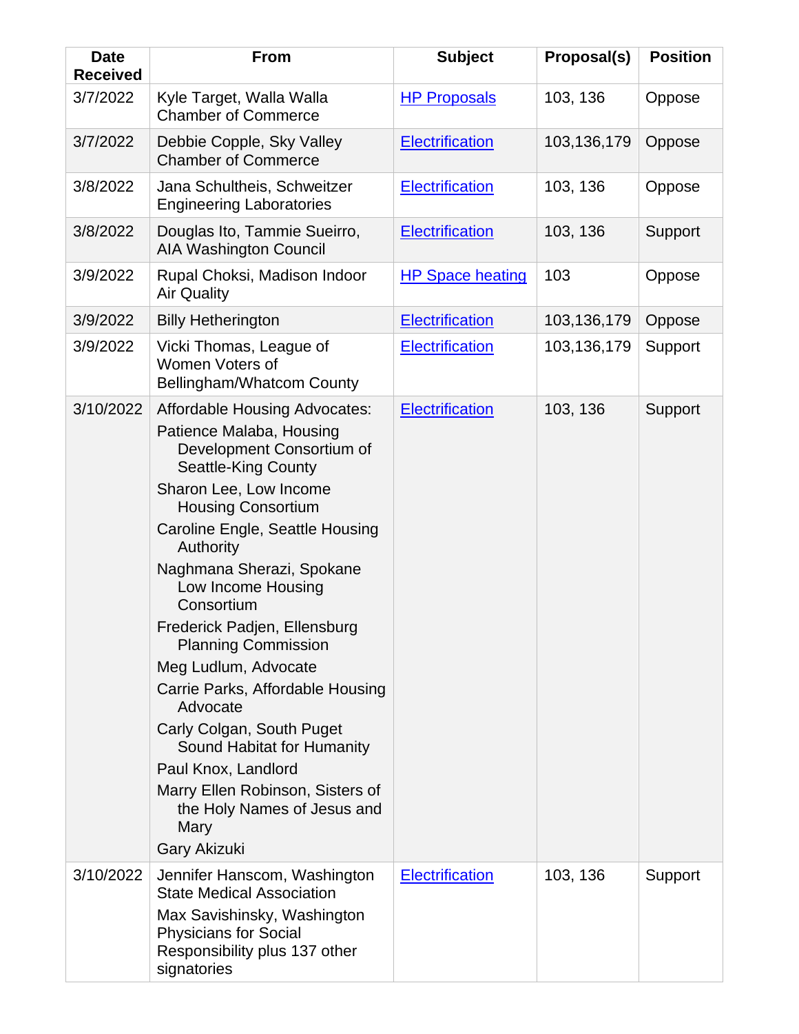| Date Received | From | Subject | Proposal(s) | Position |
|---|---|---|---|---|
| 3/7/2022 | Kyle Target, Walla Walla Chamber of Commerce | HP Proposals | 103, 136 | Oppose |
| 3/7/2022 | Debbie Copple, Sky Valley Chamber of Commerce | Electrification | 103,136,179 | Oppose |
| 3/8/2022 | Jana Schultheis, Schweitzer Engineering Laboratories | Electrification | 103, 136 | Oppose |
| 3/8/2022 | Douglas Ito, Tammie Sueirro, AIA Washington Council | Electrification | 103, 136 | Support |
| 3/9/2022 | Rupal Choksi, Madison Indoor Air Quality | HP Space heating | 103 | Oppose |
| 3/9/2022 | Billy Hetherington | Electrification | 103,136,179 | Oppose |
| 3/9/2022 | Vicki Thomas, League of Women Voters of Bellingham/Whatcom County | Electrification | 103,136,179 | Support |
| 3/10/2022 | Affordable Housing Advocates:<br>Patience Malaba, Housing Development Consortium of Seattle-King County<br>Sharon Lee, Low Income Housing Consortium<br>Caroline Engle, Seattle Housing Authority<br>Naghmana Sherazi, Spokane Low Income Housing Consortium<br>Frederick Padjen, Ellensburg Planning Commission<br>Meg Ludlum, Advocate<br>Carrie Parks, Affordable Housing Advocate<br>Carly Colgan, South Puget Sound Habitat for Humanity<br>Paul Knox, Landlord<br>Marry Ellen Robinson, Sisters of the Holy Names of Jesus and Mary<br>Gary Akizuki | Electrification | 103, 136 | Support |
| 3/10/2022 | Jennifer Hanscom, Washington State Medical Association<br>Max Savishinsky, Washington Physicians for Social Responsibility plus 137 other signatories | Electrification | 103, 136 | Support |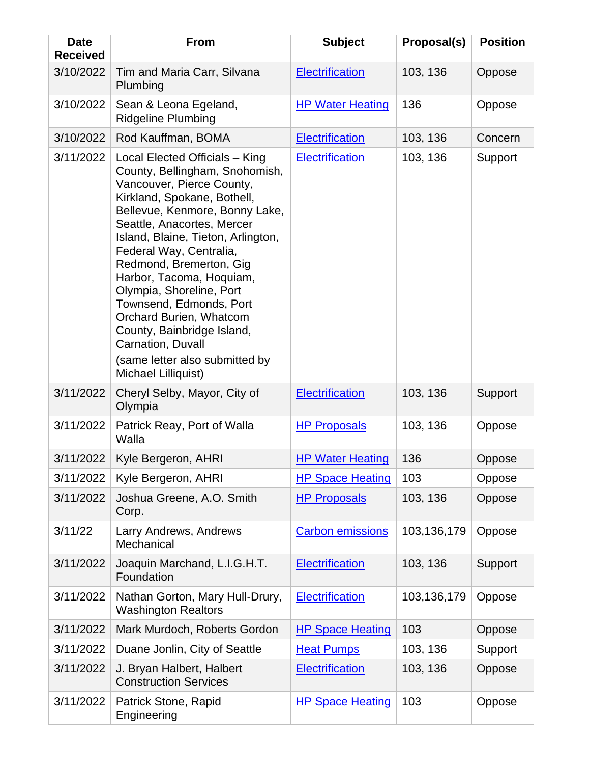| Date Received | From | Subject | Proposal(s) | Position |
|---|---|---|---|---|
| 3/10/2022 | Tim and Maria Carr, Silvana Plumbing | Electrification | 103, 136 | Oppose |
| 3/10/2022 | Sean & Leona Egeland, Ridgeline Plumbing | HP Water Heating | 136 | Oppose |
| 3/10/2022 | Rod Kauffman, BOMA | Electrification | 103, 136 | Concern |
| 3/11/2022 | Local Elected Officials – King County, Bellingham, Snohomish, Vancouver, Pierce County, Kirkland, Spokane, Bothell, Bellevue, Kenmore, Bonny Lake, Seattle, Anacortes, Mercer Island, Blaine, Tieton, Arlington, Federal Way, Centralia, Redmond, Bremerton, Gig Harbor, Tacoma, Hoquiam, Olympia, Shoreline, Port Townsend, Edmonds, Port Orchard Burien, Whatcom County, Bainbridge Island, Carnation, Duvall (same letter also submitted by Michael Lilliquist) | Electrification | 103, 136 | Support |
| 3/11/2022 | Cheryl Selby, Mayor, City of Olympia | Electrification | 103, 136 | Support |
| 3/11/2022 | Patrick Reay, Port of Walla Walla | HP Proposals | 103, 136 | Oppose |
| 3/11/2022 | Kyle Bergeron, AHRI | HP Water Heating | 136 | Oppose |
| 3/11/2022 | Kyle Bergeron, AHRI | HP Space Heating | 103 | Oppose |
| 3/11/2022 | Joshua Greene, A.O. Smith Corp. | HP Proposals | 103, 136 | Oppose |
| 3/11/22 | Larry Andrews, Andrews Mechanical | Carbon emissions | 103,136,179 | Oppose |
| 3/11/2022 | Joaquin Marchand, L.I.G.H.T. Foundation | Electrification | 103, 136 | Support |
| 3/11/2022 | Nathan Gorton, Mary Hull-Drury, Washington Realtors | Electrification | 103,136,179 | Oppose |
| 3/11/2022 | Mark Murdoch, Roberts Gordon | HP Space Heating | 103 | Oppose |
| 3/11/2022 | Duane Jonlin, City of Seattle | Heat Pumps | 103, 136 | Support |
| 3/11/2022 | J. Bryan Halbert, Halbert Construction Services | Electrification | 103, 136 | Oppose |
| 3/11/2022 | Patrick Stone, Rapid Engineering | HP Space Heating | 103 | Oppose |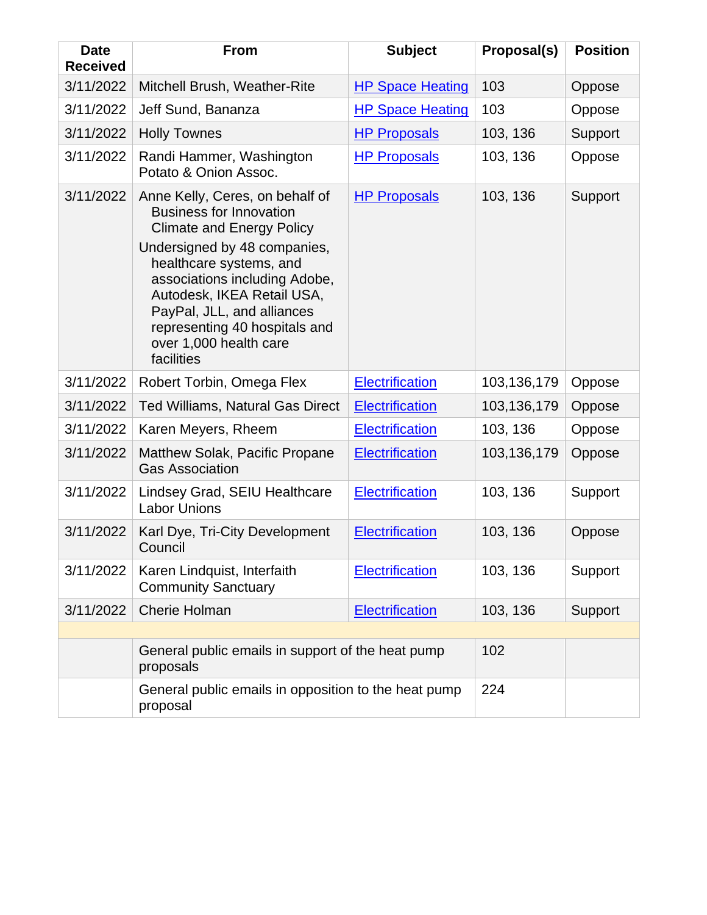| Date Received | From | Subject | Proposal(s) | Position |
|---|---|---|---|---|
| 3/11/2022 | Mitchell Brush, Weather-Rite | HP Space Heating | 103 | Oppose |
| 3/11/2022 | Jeff Sund, Bananza | HP Space Heating | 103 | Oppose |
| 3/11/2022 | Holly Townes | HP Proposals | 103, 136 | Support |
| 3/11/2022 | Randi Hammer, Washington Potato & Onion Assoc. | HP Proposals | 103, 136 | Oppose |
| 3/11/2022 | Anne Kelly, Ceres, on behalf of Business for Innovation Climate and Energy Policy<br>Undersigned by 48 companies, healthcare systems, and associations including Adobe, Autodesk, IKEA Retail USA, PayPal, JLL, and alliances representing 40 hospitals and over 1,000 health care facilities | HP Proposals | 103, 136 | Support |
| 3/11/2022 | Robert Torbin, Omega Flex | Electrification | 103,136,179 | Oppose |
| 3/11/2022 | Ted Williams, Natural Gas Direct | Electrification | 103,136,179 | Oppose |
| 3/11/2022 | Karen Meyers, Rheem | Electrification | 103, 136 | Oppose |
| 3/11/2022 | Matthew Solak, Pacific Propane Gas Association | Electrification | 103,136,179 | Oppose |
| 3/11/2022 | Lindsey Grad, SEIU Healthcare Labor Unions | Electrification | 103, 136 | Support |
| 3/11/2022 | Karl Dye, Tri-City Development Council | Electrification | 103, 136 | Oppose |
| 3/11/2022 | Karen Lindquist, Interfaith Community Sanctuary | Electrification | 103, 136 | Support |
| 3/11/2022 | Cherie Holman | Electrification | 103, 136 | Support |
| | | | | |
| | General public emails in support of the heat pump proposals | | 102 | |
| | General public emails in opposition to the heat pump proposal | | 224 | |